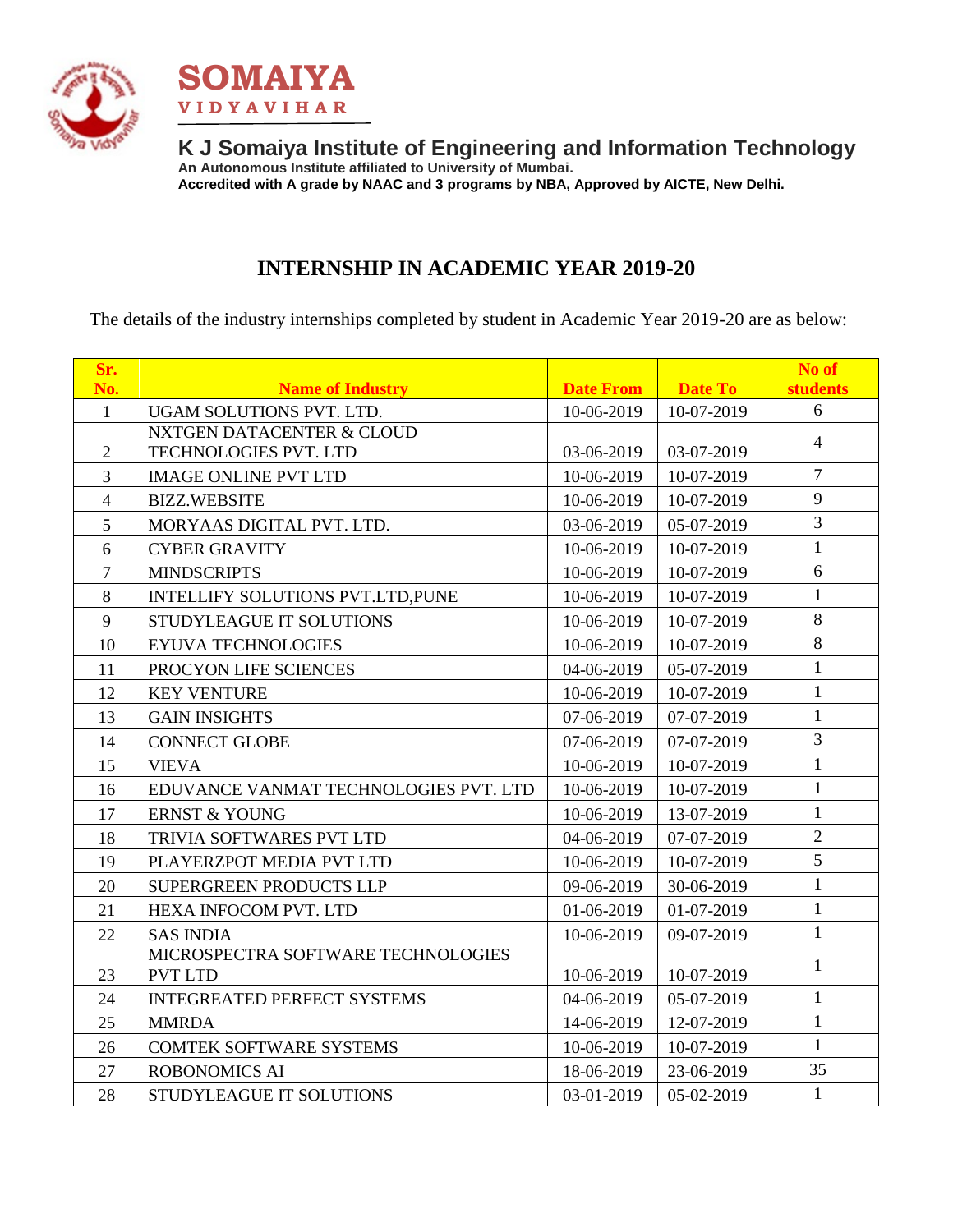**SOMAIYA**
**VIDYAVIHAR**

## K J Somaiya Institute of Engineering and Information Technology

**An Autonomous Institute affiliated to University of Mumbai.**
**Accredited with A grade by NAAC and 3 programs by NBA, Approved by AICTE, New Delhi.**

# INTERNSHIP IN ACADEMIC YEAR 2019-20

The details of the industry internships completed by student in Academic Year 2019-20 are as below:

| Sr. No. | Name of Industry | Date From | Date To | No of students |
|---|---|---|---|---|
| 1 | UGAM SOLUTIONS PVT. LTD. | 10-06-2019 | 10-07-2019 | 6 |
| 2 | NXTGEN DATACENTER & CLOUD TECHNOLOGIES PVT. LTD | 03-06-2019 | 03-07-2019 | 4 |
| 3 | IMAGE ONLINE PVT LTD | 10-06-2019 | 10-07-2019 | 7 |
| 4 | BIZZ.WEBSITE | 10-06-2019 | 10-07-2019 | 9 |
| 5 | MORYAAS DIGITAL PVT. LTD. | 03-06-2019 | 05-07-2019 | 3 |
| 6 | CYBER GRAVITY | 10-06-2019 | 10-07-2019 | 1 |
| 7 | MINDSCRIPTS | 10-06-2019 | 10-07-2019 | 6 |
| 8 | INTELLIFY SOLUTIONS PVT.LTD,PUNE | 10-06-2019 | 10-07-2019 | 1 |
| 9 | STUDYLEAGUE IT SOLUTIONS | 10-06-2019 | 10-07-2019 | 8 |
| 10 | EYUVA TECHNOLOGIES | 10-06-2019 | 10-07-2019 | 8 |
| 11 | PROCYON LIFE SCIENCES | 04-06-2019 | 05-07-2019 | 1 |
| 12 | KEY VENTURE | 10-06-2019 | 10-07-2019 | 1 |
| 13 | GAIN INSIGHTS | 07-06-2019 | 07-07-2019 | 1 |
| 14 | CONNECT GLOBE | 07-06-2019 | 07-07-2019 | 3 |
| 15 | VIEVA | 10-06-2019 | 10-07-2019 | 1 |
| 16 | EDUVANCE VANMAT TECHNOLOGIES PVT. LTD | 10-06-2019 | 10-07-2019 | 1 |
| 17 | ERNST & YOUNG | 10-06-2019 | 13-07-2019 | 1 |
| 18 | TRIVIA SOFTWARES PVT LTD | 04-06-2019 | 07-07-2019 | 2 |
| 19 | PLAYERZPOT MEDIA PVT LTD | 10-06-2019 | 10-07-2019 | 5 |
| 20 | SUPERGREEN PRODUCTS LLP | 09-06-2019 | 30-06-2019 | 1 |
| 21 | HEXA INFOCOM PVT. LTD | 01-06-2019 | 01-07-2019 | 1 |
| 22 | SAS INDIA | 10-06-2019 | 09-07-2019 | 1 |
| 23 | MICROSPECTRA SOFTWARE TECHNOLOGIES PVT LTD | 10-06-2019 | 10-07-2019 | 1 |
| 24 | INTEGREATED PERFECT SYSTEMS | 04-06-2019 | 05-07-2019 | 1 |
| 25 | MMRDA | 14-06-2019 | 12-07-2019 | 1 |
| 26 | COMTEK SOFTWARE SYSTEMS | 10-06-2019 | 10-07-2019 | 1 |
| 27 | ROBONOMICS AI | 18-06-2019 | 23-06-2019 | 35 |
| 28 | STUDYLEAGUE IT SOLUTIONS | 03-01-2019 | 05-02-2019 | 1 |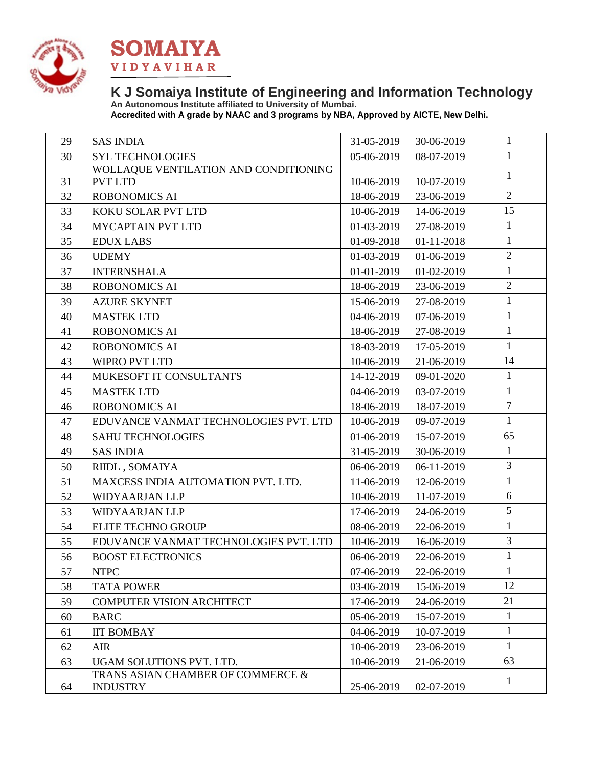**SOMAIYA**
**VIDYAVIHAR**

## K J Somaiya Institute of Engineering and Information Technology

**An Autonomous Institute affiliated to University of Mumbai.**
**Accredited with A grade by NAAC and 3 programs by NBA, Approved by AICTE, New Delhi.**

| | | | | |
|---|---|---|---|---|
| 29 | SAS INDIA | 31-05-2019 | 30-06-2019 | 1 |
| 30 | SYL TECHNOLOGIES | 05-06-2019 | 08-07-2019 | 1 |
| 31 | WOLLAQUE VENTILATION AND CONDITIONING PVT LTD | 10-06-2019 | 10-07-2019 | 1 |
| 32 | ROBONOMICS AI | 18-06-2019 | 23-06-2019 | 2 |
| 33 | KOKU SOLAR PVT LTD | 10-06-2019 | 14-06-2019 | 15 |
| 34 | MYCAPTAIN PVT LTD | 01-03-2019 | 27-08-2019 | 1 |
| 35 | EDUX LABS | 01-09-2018 | 01-11-2018 | 1 |
| 36 | UDEMY | 01-03-2019 | 01-06-2019 | 2 |
| 37 | INTERNSHALA | 01-01-2019 | 01-02-2019 | 1 |
| 38 | ROBONOMICS AI | 18-06-2019 | 23-06-2019 | 2 |
| 39 | AZURE SKYNET | 15-06-2019 | 27-08-2019 | 1 |
| 40 | MASTEK LTD | 04-06-2019 | 07-06-2019 | 1 |
| 41 | ROBONOMICS AI | 18-06-2019 | 27-08-2019 | 1 |
| 42 | ROBONOMICS AI | 18-03-2019 | 17-05-2019 | 1 |
| 43 | WIPRO PVT LTD | 10-06-2019 | 21-06-2019 | 14 |
| 44 | MUKESOFT IT CONSULTANTS | 14-12-2019 | 09-01-2020 | 1 |
| 45 | MASTEK LTD | 04-06-2019 | 03-07-2019 | 1 |
| 46 | ROBONOMICS AI | 18-06-2019 | 18-07-2019 | 7 |
| 47 | EDUVANCE VANMAT TECHNOLOGIES PVT. LTD | 10-06-2019 | 09-07-2019 | 1 |
| 48 | SAHU TECHNOLOGIES | 01-06-2019 | 15-07-2019 | 65 |
| 49 | SAS INDIA | 31-05-2019 | 30-06-2019 | 1 |
| 50 | RIIDL , SOMAIYA | 06-06-2019 | 06-11-2019 | 3 |
| 51 | MAXCESS INDIA AUTOMATION PVT. LTD. | 11-06-2019 | 12-06-2019 | 1 |
| 52 | WIDYAARJAN LLP | 10-06-2019 | 11-07-2019 | 6 |
| 53 | WIDYAARJAN LLP | 17-06-2019 | 24-06-2019 | 5 |
| 54 | ELITE TECHNO GROUP | 08-06-2019 | 22-06-2019 | 1 |
| 55 | EDUVANCE VANMAT TECHNOLOGIES PVT. LTD | 10-06-2019 | 16-06-2019 | 3 |
| 56 | BOOST ELECTRONICS | 06-06-2019 | 22-06-2019 | 1 |
| 57 | NTPC | 07-06-2019 | 22-06-2019 | 1 |
| 58 | TATA POWER | 03-06-2019 | 15-06-2019 | 12 |
| 59 | COMPUTER VISION ARCHITECT | 17-06-2019 | 24-06-2019 | 21 |
| 60 | BARC | 05-06-2019 | 15-07-2019 | 1 |
| 61 | IIT BOMBAY | 04-06-2019 | 10-07-2019 | 1 |
| 62 | AIR | 10-06-2019 | 23-06-2019 | 1 |
| 63 | UGAM SOLUTIONS PVT. LTD. | 10-06-2019 | 21-06-2019 | 63 |
| 64 | TRANS ASIAN CHAMBER OF COMMERCE & INDUSTRY | 25-06-2019 | 02-07-2019 | 1 |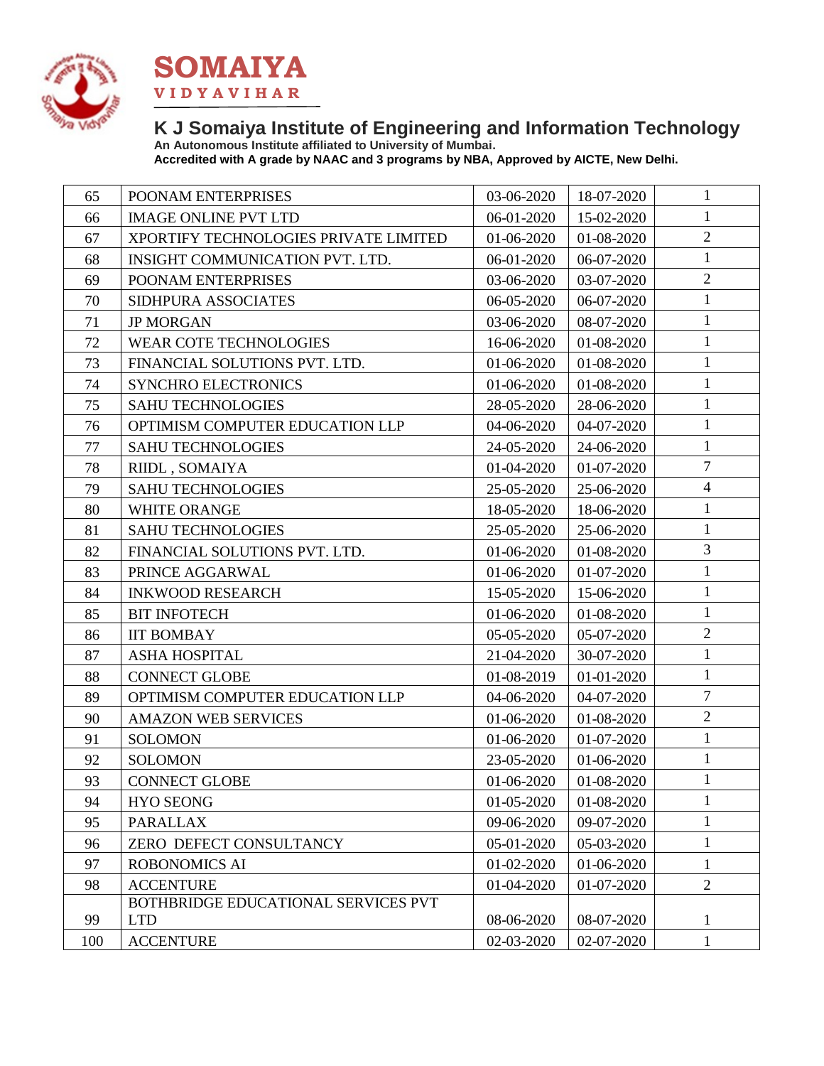**SOMAIYA**
**VIDYAVIHAR**

## K J Somaiya Institute of Engineering and Information Technology

**An Autonomous Institute affiliated to University of Mumbai.**
**Accredited with A grade by NAAC and 3 programs by NBA, Approved by AICTE, New Delhi.**

| | | | | |
|---|---|---|---|---|
| 65 | POONAM ENTERPRISES | 03-06-2020 | 18-07-2020 | 1 |
| 66 | IMAGE ONLINE PVT LTD | 06-01-2020 | 15-02-2020 | 1 |
| 67 | XPORTIFY TECHNOLOGIES PRIVATE LIMITED | 01-06-2020 | 01-08-2020 | 2 |
| 68 | INSIGHT COMMUNICATION PVT. LTD. | 06-01-2020 | 06-07-2020 | 1 |
| 69 | POONAM ENTERPRISES | 03-06-2020 | 03-07-2020 | 2 |
| 70 | SIDHPURA ASSOCIATES | 06-05-2020 | 06-07-2020 | 1 |
| 71 | JP MORGAN | 03-06-2020 | 08-07-2020 | 1 |
| 72 | WEAR COTE TECHNOLOGIES | 16-06-2020 | 01-08-2020 | 1 |
| 73 | FINANCIAL SOLUTIONS PVT. LTD. | 01-06-2020 | 01-08-2020 | 1 |
| 74 | SYNCHRO ELECTRONICS | 01-06-2020 | 01-08-2020 | 1 |
| 75 | SAHU TECHNOLOGIES | 28-05-2020 | 28-06-2020 | 1 |
| 76 | OPTIMISM COMPUTER EDUCATION LLP | 04-06-2020 | 04-07-2020 | 1 |
| 77 | SAHU TECHNOLOGIES | 24-05-2020 | 24-06-2020 | 1 |
| 78 | RIIDL , SOMAIYA | 01-04-2020 | 01-07-2020 | 7 |
| 79 | SAHU TECHNOLOGIES | 25-05-2020 | 25-06-2020 | 4 |
| 80 | WHITE ORANGE | 18-05-2020 | 18-06-2020 | 1 |
| 81 | SAHU TECHNOLOGIES | 25-05-2020 | 25-06-2020 | 1 |
| 82 | FINANCIAL SOLUTIONS PVT. LTD. | 01-06-2020 | 01-08-2020 | 3 |
| 83 | PRINCE AGGARWAL | 01-06-2020 | 01-07-2020 | 1 |
| 84 | INKWOOD RESEARCH | 15-05-2020 | 15-06-2020 | 1 |
| 85 | BIT INFOTECH | 01-06-2020 | 01-08-2020 | 1 |
| 86 | IIT BOMBAY | 05-05-2020 | 05-07-2020 | 2 |
| 87 | ASHA HOSPITAL | 21-04-2020 | 30-07-2020 | 1 |
| 88 | CONNECT GLOBE | 01-08-2019 | 01-01-2020 | 1 |
| 89 | OPTIMISM COMPUTER EDUCATION LLP | 04-06-2020 | 04-07-2020 | 7 |
| 90 | AMAZON WEB SERVICES | 01-06-2020 | 01-08-2020 | 2 |
| 91 | SOLOMON | 01-06-2020 | 01-07-2020 | 1 |
| 92 | SOLOMON | 23-05-2020 | 01-06-2020 | 1 |
| 93 | CONNECT GLOBE | 01-06-2020 | 01-08-2020 | 1 |
| 94 | HYO SEONG | 01-05-2020 | 01-08-2020 | 1 |
| 95 | PARALLAX | 09-06-2020 | 09-07-2020 | 1 |
| 96 | ZERO DEFECT CONSULTANCY | 05-01-2020 | 05-03-2020 | 1 |
| 97 | ROBONOMICS AI | 01-02-2020 | 01-06-2020 | 1 |
| 98 | ACCENTURE | 01-04-2020 | 01-07-2020 | 2 |
| 99 | BOTHBRIDGE EDUCATIONAL SERVICES PVT LTD | 08-06-2020 | 08-07-2020 | 1 |
| 100 | ACCENTURE | 02-03-2020 | 02-07-2020 | 1 |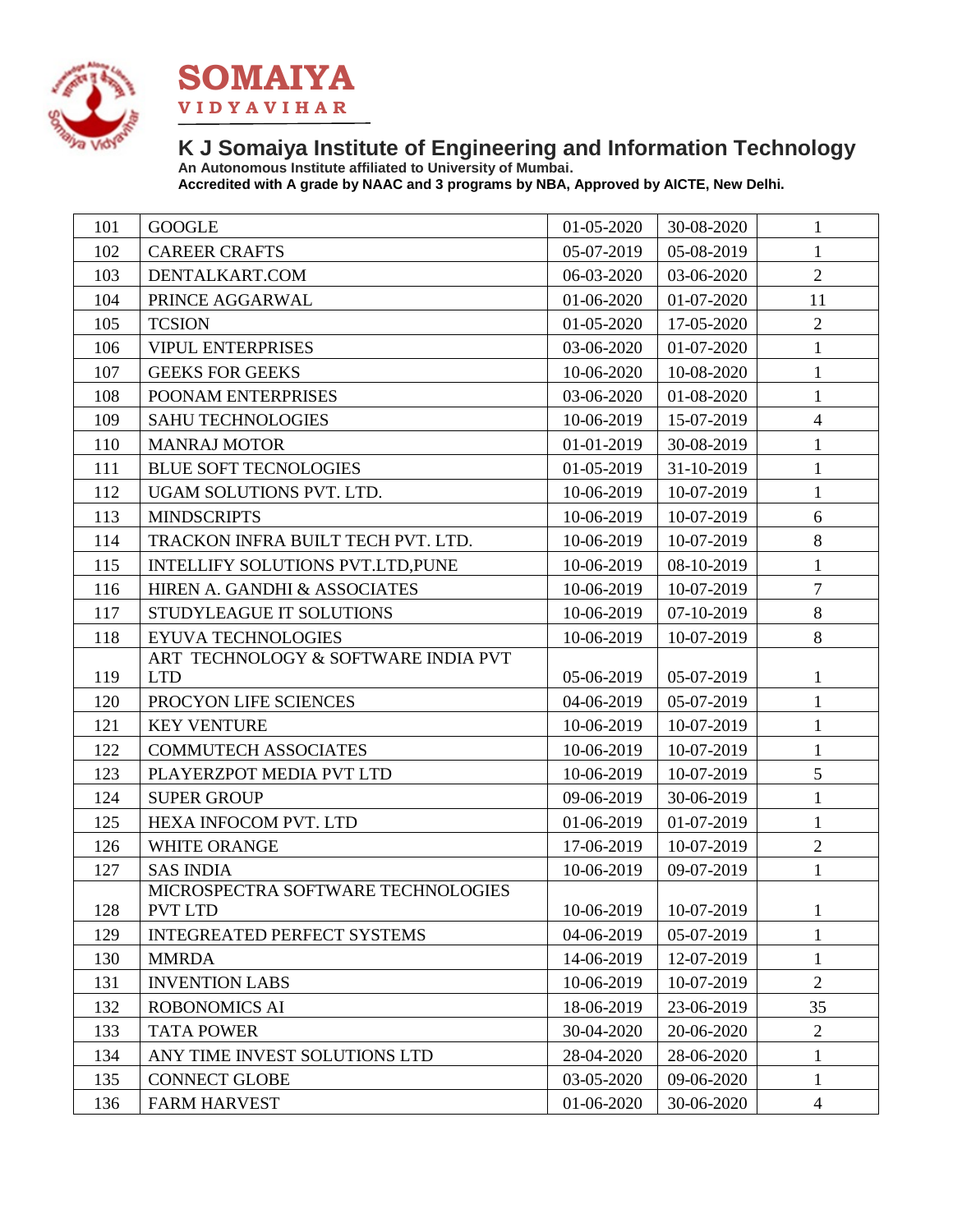# K J Somaiya Institute of Engineering and Information Technology

**An Autonomous Institute affiliated to University of Mumbai.**
**Accredited with A grade by NAAC and 3 programs by NBA, Approved by AICTE, New Delhi.**

| | | | | |
|---|---|---|---|---|
| 101 | GOOGLE | 01-05-2020 | 30-08-2020 | 1 |
| 102 | CAREER CRAFTS | 05-07-2019 | 05-08-2019 | 1 |
| 103 | DENTALKART.COM | 06-03-2020 | 03-06-2020 | 2 |
| 104 | PRINCE AGGARWAL | 01-06-2020 | 01-07-2020 | 11 |
| 105 | TCSION | 01-05-2020 | 17-05-2020 | 2 |
| 106 | VIPUL ENTERPRISES | 03-06-2020 | 01-07-2020 | 1 |
| 107 | GEEKS FOR GEEKS | 10-06-2020 | 10-08-2020 | 1 |
| 108 | POONAM ENTERPRISES | 03-06-2020 | 01-08-2020 | 1 |
| 109 | SAHU TECHNOLOGIES | 10-06-2019 | 15-07-2019 | 4 |
| 110 | MANRAJ MOTOR | 01-01-2019 | 30-08-2019 | 1 |
| 111 | BLUE SOFT TECNOLOGIES | 01-05-2019 | 31-10-2019 | 1 |
| 112 | UGAM SOLUTIONS PVT. LTD. | 10-06-2019 | 10-07-2019 | 1 |
| 113 | MINDSCRIPTS | 10-06-2019 | 10-07-2019 | 6 |
| 114 | TRACKON INFRA BUILT TECH PVT. LTD. | 10-06-2019 | 10-07-2019 | 8 |
| 115 | INTELLIFY SOLUTIONS PVT.LTD,PUNE | 10-06-2019 | 08-10-2019 | 1 |
| 116 | HIREN A. GANDHI & ASSOCIATES | 10-06-2019 | 10-07-2019 | 7 |
| 117 | STUDYLEAGUE IT SOLUTIONS | 10-06-2019 | 07-10-2019 | 8 |
| 118 | EYUVA TECHNOLOGIES | 10-06-2019 | 10-07-2019 | 8 |
| 119 | ART TECHNOLOGY & SOFTWARE INDIA PVT LTD | 05-06-2019 | 05-07-2019 | 1 |
| 120 | PROCYON LIFE SCIENCES | 04-06-2019 | 05-07-2019 | 1 |
| 121 | KEY VENTURE | 10-06-2019 | 10-07-2019 | 1 |
| 122 | COMMUTECH ASSOCIATES | 10-06-2019 | 10-07-2019 | 1 |
| 123 | PLAYERZPOT MEDIA PVT LTD | 10-06-2019 | 10-07-2019 | 5 |
| 124 | SUPER GROUP | 09-06-2019 | 30-06-2019 | 1 |
| 125 | HEXA INFOCOM PVT. LTD | 01-06-2019 | 01-07-2019 | 1 |
| 126 | WHITE ORANGE | 17-06-2019 | 10-07-2019 | 2 |
| 127 | SAS INDIA | 10-06-2019 | 09-07-2019 | 1 |
| 128 | MICROSPECTRA SOFTWARE TECHNOLOGIES PVT LTD | 10-06-2019 | 10-07-2019 | 1 |
| 129 | INTEGREATED PERFECT SYSTEMS | 04-06-2019 | 05-07-2019 | 1 |
| 130 | MMRDA | 14-06-2019 | 12-07-2019 | 1 |
| 131 | INVENTION LABS | 10-06-2019 | 10-07-2019 | 2 |
| 132 | ROBONOMICS AI | 18-06-2019 | 23-06-2019 | 35 |
| 133 | TATA POWER | 30-04-2020 | 20-06-2020 | 2 |
| 134 | ANY TIME INVEST SOLUTIONS LTD | 28-04-2020 | 28-06-2020 | 1 |
| 135 | CONNECT GLOBE | 03-05-2020 | 09-06-2020 | 1 |
| 136 | FARM HARVEST | 01-06-2020 | 30-06-2020 | 4 |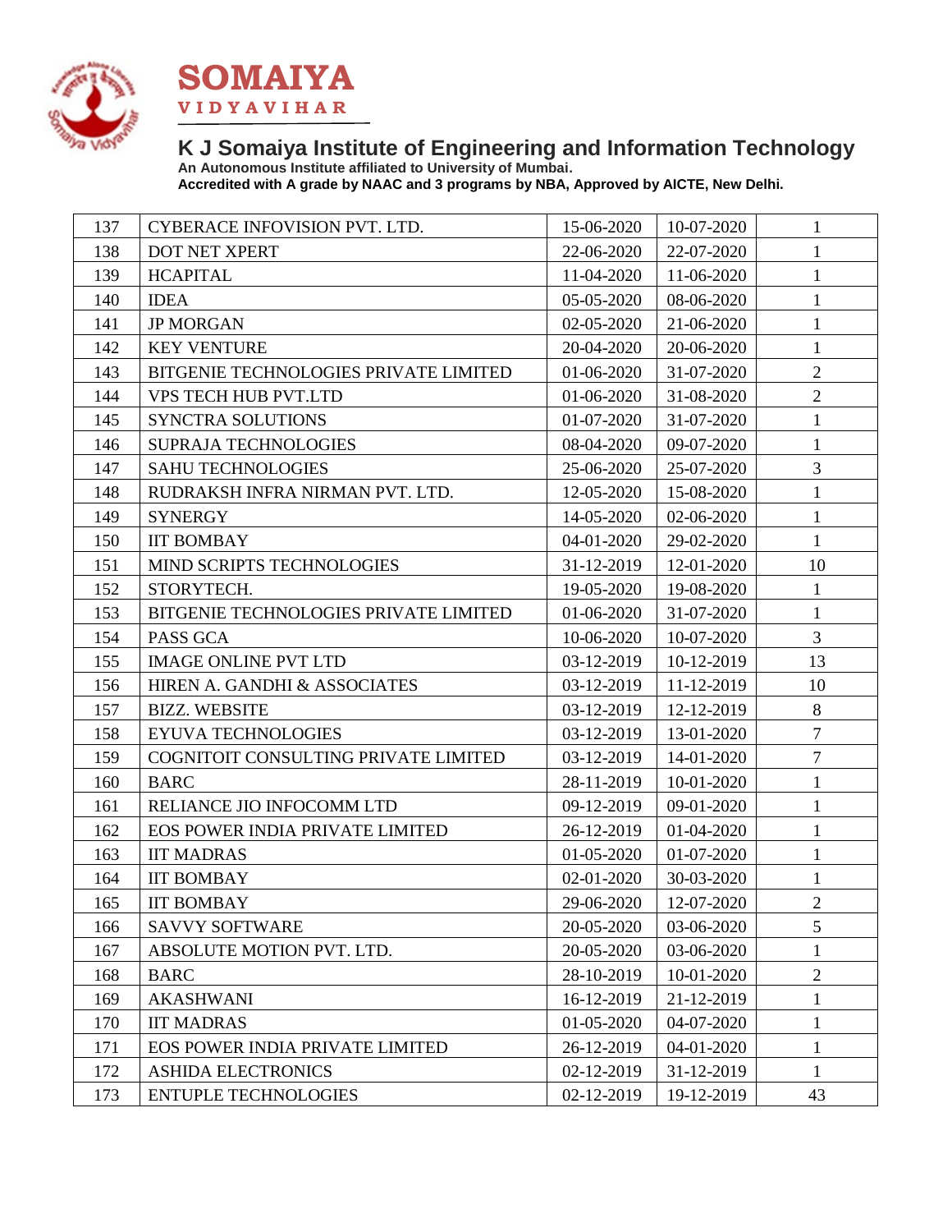# K J Somaiya Institute of Engineering and Information Technology

**An Autonomous Institute affiliated to University of Mumbai.**
**Accredited with A grade by NAAC and 3 programs by NBA, Approved by AICTE, New Delhi.**

| | | | | |
|---|---|---|---|---|
| 137 | CYBERACE INFOVISION PVT. LTD. | 15-06-2020 | 10-07-2020 | 1 |
| 138 | DOT NET XPERT | 22-06-2020 | 22-07-2020 | 1 |
| 139 | HCAPITAL | 11-04-2020 | 11-06-2020 | 1 |
| 140 | IDEA | 05-05-2020 | 08-06-2020 | 1 |
| 141 | JP MORGAN | 02-05-2020 | 21-06-2020 | 1 |
| 142 | KEY VENTURE | 20-04-2020 | 20-06-2020 | 1 |
| 143 | BITGENIE TECHNOLOGIES PRIVATE LIMITED | 01-06-2020 | 31-07-2020 | 2 |
| 144 | VPS TECH HUB PVT.LTD | 01-06-2020 | 31-08-2020 | 2 |
| 145 | SYNCTRA SOLUTIONS | 01-07-2020 | 31-07-2020 | 1 |
| 146 | SUPRAJA TECHNOLOGIES | 08-04-2020 | 09-07-2020 | 1 |
| 147 | SAHU TECHNOLOGIES | 25-06-2020 | 25-07-2020 | 3 |
| 148 | RUDRAKSH INFRA NIRMAN PVT. LTD. | 12-05-2020 | 15-08-2020 | 1 |
| 149 | SYNERGY | 14-05-2020 | 02-06-2020 | 1 |
| 150 | IIT BOMBAY | 04-01-2020 | 29-02-2020 | 1 |
| 151 | MIND SCRIPTS TECHNOLOGIES | 31-12-2019 | 12-01-2020 | 10 |
| 152 | STORYTECH. | 19-05-2020 | 19-08-2020 | 1 |
| 153 | BITGENIE TECHNOLOGIES PRIVATE LIMITED | 01-06-2020 | 31-07-2020 | 1 |
| 154 | PASS GCA | 10-06-2020 | 10-07-2020 | 3 |
| 155 | IMAGE ONLINE PVT LTD | 03-12-2019 | 10-12-2019 | 13 |
| 156 | HIREN A. GANDHI & ASSOCIATES | 03-12-2019 | 11-12-2019 | 10 |
| 157 | BIZZ. WEBSITE | 03-12-2019 | 12-12-2019 | 8 |
| 158 | EYUVA TECHNOLOGIES | 03-12-2019 | 13-01-2020 | 7 |
| 159 | COGNITOIT CONSULTING PRIVATE LIMITED | 03-12-2019 | 14-01-2020 | 7 |
| 160 | BARC | 28-11-2019 | 10-01-2020 | 1 |
| 161 | RELIANCE JIO INFOCOMM LTD | 09-12-2019 | 09-01-2020 | 1 |
| 162 | EOS POWER INDIA PRIVATE LIMITED | 26-12-2019 | 01-04-2020 | 1 |
| 163 | IIT MADRAS | 01-05-2020 | 01-07-2020 | 1 |
| 164 | IIT BOMBAY | 02-01-2020 | 30-03-2020 | 1 |
| 165 | IIT BOMBAY | 29-06-2020 | 12-07-2020 | 2 |
| 166 | SAVVY SOFTWARE | 20-05-2020 | 03-06-2020 | 5 |
| 167 | ABSOLUTE MOTION PVT. LTD. | 20-05-2020 | 03-06-2020 | 1 |
| 168 | BARC | 28-10-2019 | 10-01-2020 | 2 |
| 169 | AKASHWANI | 16-12-2019 | 21-12-2019 | 1 |
| 170 | IIT MADRAS | 01-05-2020 | 04-07-2020 | 1 |
| 171 | EOS POWER INDIA PRIVATE LIMITED | 26-12-2019 | 04-01-2020 | 1 |
| 172 | ASHIDA ELECTRONICS | 02-12-2019 | 31-12-2019 | 1 |
| 173 | ENTUPLE TECHNOLOGIES | 02-12-2019 | 19-12-2019 | 43 |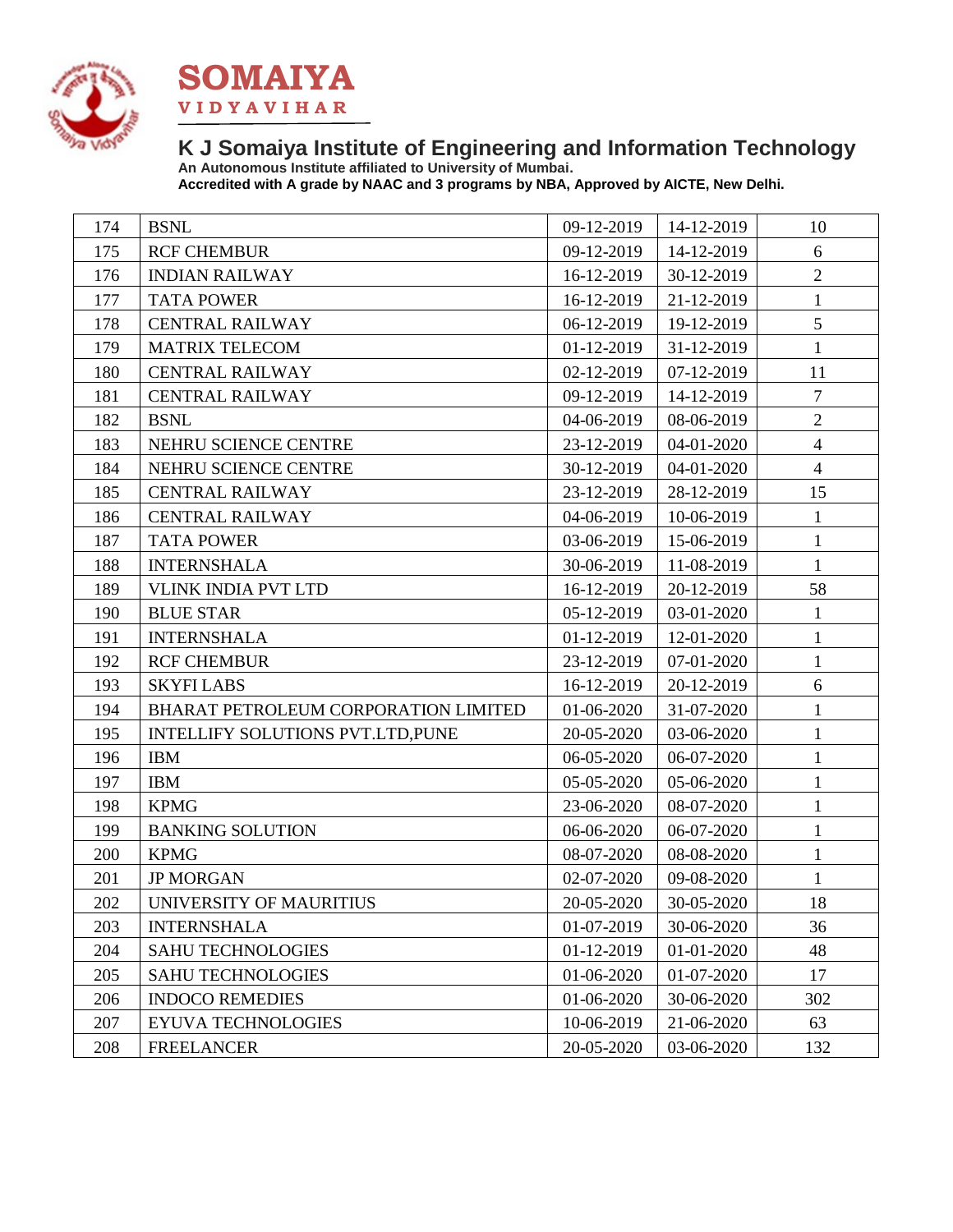**SOMAIYA**
**VIDYAVIHAR**

## K J Somaiya Institute of Engineering and Information Technology

**An Autonomous Institute affiliated to University of Mumbai.**
**Accredited with A grade by NAAC and 3 programs by NBA, Approved by AICTE, New Delhi.**

| | | | | |
|---|---|---|---|---|
| 174 | BSNL | 09-12-2019 | 14-12-2019 | 10 |
| 175 | RCF CHEMBUR | 09-12-2019 | 14-12-2019 | 6 |
| 176 | INDIAN RAILWAY | 16-12-2019 | 30-12-2019 | 2 |
| 177 | TATA POWER | 16-12-2019 | 21-12-2019 | 1 |
| 178 | CENTRAL RAILWAY | 06-12-2019 | 19-12-2019 | 5 |
| 179 | MATRIX TELECOM | 01-12-2019 | 31-12-2019 | 1 |
| 180 | CENTRAL RAILWAY | 02-12-2019 | 07-12-2019 | 11 |
| 181 | CENTRAL RAILWAY | 09-12-2019 | 14-12-2019 | 7 |
| 182 | BSNL | 04-06-2019 | 08-06-2019 | 2 |
| 183 | NEHRU SCIENCE CENTRE | 23-12-2019 | 04-01-2020 | 4 |
| 184 | NEHRU SCIENCE CENTRE | 30-12-2019 | 04-01-2020 | 4 |
| 185 | CENTRAL RAILWAY | 23-12-2019 | 28-12-2019 | 15 |
| 186 | CENTRAL RAILWAY | 04-06-2019 | 10-06-2019 | 1 |
| 187 | TATA POWER | 03-06-2019 | 15-06-2019 | 1 |
| 188 | INTERNSHALA | 30-06-2019 | 11-08-2019 | 1 |
| 189 | VLINK INDIA PVT LTD | 16-12-2019 | 20-12-2019 | 58 |
| 190 | BLUE STAR | 05-12-2019 | 03-01-2020 | 1 |
| 191 | INTERNSHALA | 01-12-2019 | 12-01-2020 | 1 |
| 192 | RCF CHEMBUR | 23-12-2019 | 07-01-2020 | 1 |
| 193 | SKYFI LABS | 16-12-2019 | 20-12-2019 | 6 |
| 194 | BHARAT PETROLEUM CORPORATION LIMITED | 01-06-2020 | 31-07-2020 | 1 |
| 195 | INTELLIFY SOLUTIONS PVT.LTD,PUNE | 20-05-2020 | 03-06-2020 | 1 |
| 196 | IBM | 06-05-2020 | 06-07-2020 | 1 |
| 197 | IBM | 05-05-2020 | 05-06-2020 | 1 |
| 198 | KPMG | 23-06-2020 | 08-07-2020 | 1 |
| 199 | BANKING SOLUTION | 06-06-2020 | 06-07-2020 | 1 |
| 200 | KPMG | 08-07-2020 | 08-08-2020 | 1 |
| 201 | JP MORGAN | 02-07-2020 | 09-08-2020 | 1 |
| 202 | UNIVERSITY OF MAURITIUS | 20-05-2020 | 30-05-2020 | 18 |
| 203 | INTERNSHALA | 01-07-2019 | 30-06-2020 | 36 |
| 204 | SAHU TECHNOLOGIES | 01-12-2019 | 01-01-2020 | 48 |
| 205 | SAHU TECHNOLOGIES | 01-06-2020 | 01-07-2020 | 17 |
| 206 | INDOCO REMEDIES | 01-06-2020 | 30-06-2020 | 302 |
| 207 | EYUVA TECHNOLOGIES | 10-06-2019 | 21-06-2020 | 63 |
| 208 | FREELANCER | 20-05-2020 | 03-06-2020 | 132 |